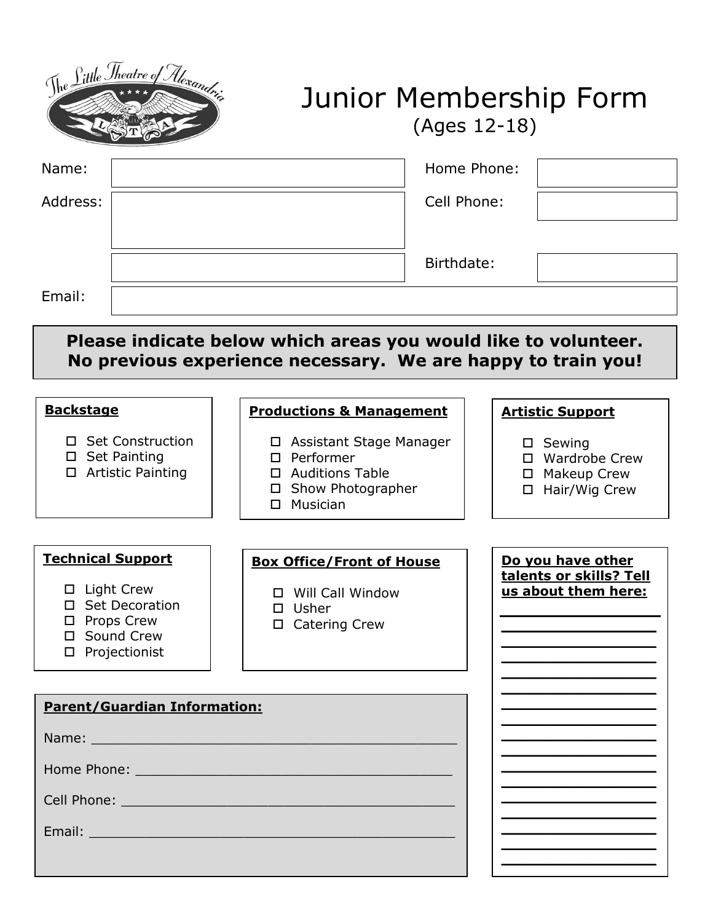# Junior Membership Form

(Ages 12-18)

| | | | |
|---|---|---|---|
| Name: | | Home Phone: | |
| Address: | | Cell Phone: | |
| | | Birthdate: | |
| Email: | | | |

**Please indicate below which areas you would like to volunteer. No previous experience necessary. We are happy to train you!**

**Backstage**

- ☐ Set Construction
- ☐ Set Painting
- ☐ Artistic Painting

**Productions & Management**

- ☐ Assistant Stage Manager
- ☐ Performer
- ☐ Auditions Table
- ☐ Show Photographer
- ☐ Musician

**Artistic Support**

- ☐ Sewing
- ☐ Wardrobe Crew
- ☐ Makeup Crew
- ☐ Hair/Wig Crew

**Technical Support**

- ☐ Light Crew
- ☐ Set Decoration
- ☐ Props Crew
- ☐ Sound Crew
- ☐ Projectionist

**Box Office/Front of House**

- ☐ Will Call Window
- ☐ Usher
- ☐ Catering Crew

**Do you have other talents or skills? Tell us about them here:**

________________________

________________________

________________________

________________________

________________________

________________________

________________________

________________________

________________________

________________________

________________________

________________________

________________________

________________________

________________________

________________________

**Parent/Guardian Information:**

Name: ____________________________________________

Home Phone: ______________________________________

Cell Phone: _______________________________________

Email: ____________________________________________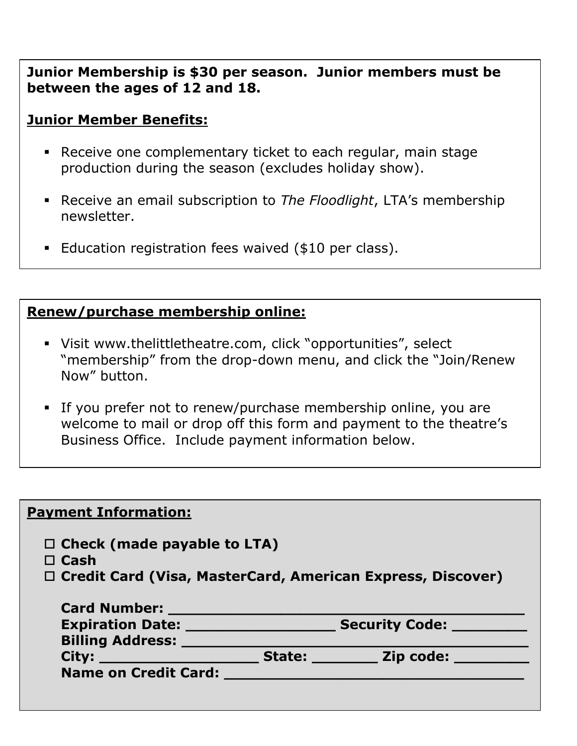**Junior Membership is $30 per season. Junior members must be between the ages of 12 and 18.**

**Junior Member Benefits:**

- Receive one complementary ticket to each regular, main stage production during the season (excludes holiday show).
- Receive an email subscription to *The Floodlight*, LTA's membership newsletter.
- Education registration fees waived ($10 per class).

**Renew/purchase membership online:**

- Visit www.thelittletheatre.com, click "opportunities", select "membership" from the drop-down menu, and click the "Join/Renew Now" button.
- If you prefer not to renew/purchase membership online, you are welcome to mail or drop off this form and payment to the theatre's Business Office. Include payment information below.

**Payment Information:**

- ☐ **Check (made payable to LTA)**
- ☐ **Cash**
- ☐ **Credit Card (Visa, MasterCard, American Express, Discover)**

**Card Number:** ____________________________________________
**Expiration Date:** __________________ **Security Code:** _________
**Billing Address:** ___________________________________________
**City:** ____________________ **State:** ________ **Zip code:** _________
**Name on Credit Card:** ______________________________________